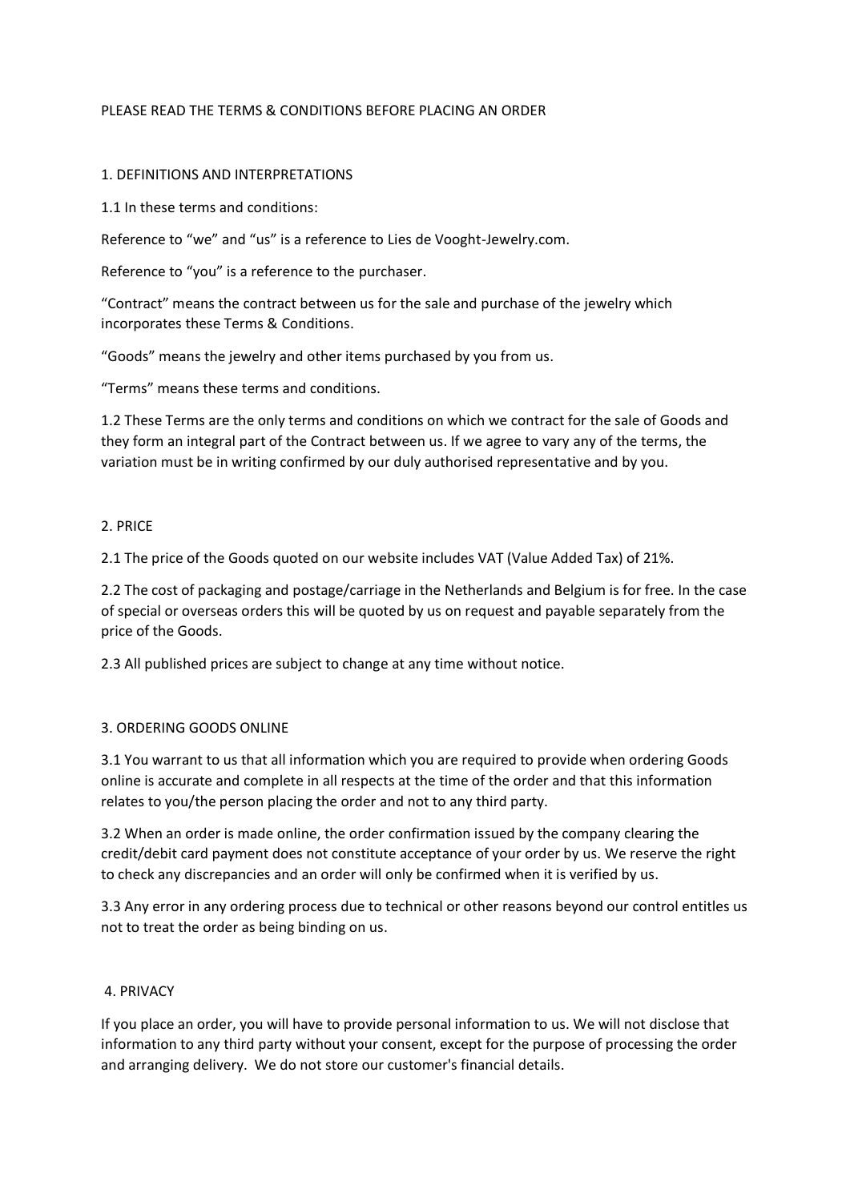PLEASE READ THE TERMS & CONDITIONS BEFORE PLACING AN ORDER

## 1. DEFINITIONS AND INTERPRETATIONS

1.1 In these terms and conditions:

Reference to "we" and "us" is a reference to Lies de Vooght-Jewelry.com.

Reference to "you" is a reference to the purchaser.

"Contract" means the contract between us for the sale and purchase of the jewelry which incorporates these Terms & Conditions.

"Goods" means the jewelry and other items purchased by you from us.

"Terms" means these terms and conditions.

1.2 These Terms are the only terms and conditions on which we contract for the sale of Goods and they form an integral part of the Contract between us. If we agree to vary any of the terms, the variation must be in writing confirmed by our duly authorised representative and by you.

## 2. PRICE

2.1 The price of the Goods quoted on our website includes VAT (Value Added Tax) of 21%.

2.2 The cost of packaging and postage/carriage in the Netherlands and Belgium is for free. In the case of special or overseas orders this will be quoted by us on request and payable separately from the price of the Goods.

2.3 All published prices are subject to change at any time without notice.

## 3. ORDERING GOODS ONLINE

3.1 You warrant to us that all information which you are required to provide when ordering Goods online is accurate and complete in all respects at the time of the order and that this information relates to you/the person placing the order and not to any third party.

3.2 When an order is made online, the order confirmation issued by the company clearing the credit/debit card payment does not constitute acceptance of your order by us. We reserve the right to check any discrepancies and an order will only be confirmed when it is verified by us.

3.3 Any error in any ordering process due to technical or other reasons beyond our control entitles us not to treat the order as being binding on us.

## 4. PRIVACY

If you place an order, you will have to provide personal information to us. We will not disclose that information to any third party without your consent, except for the purpose of processing the order and arranging delivery. We do not store our customer's financial details.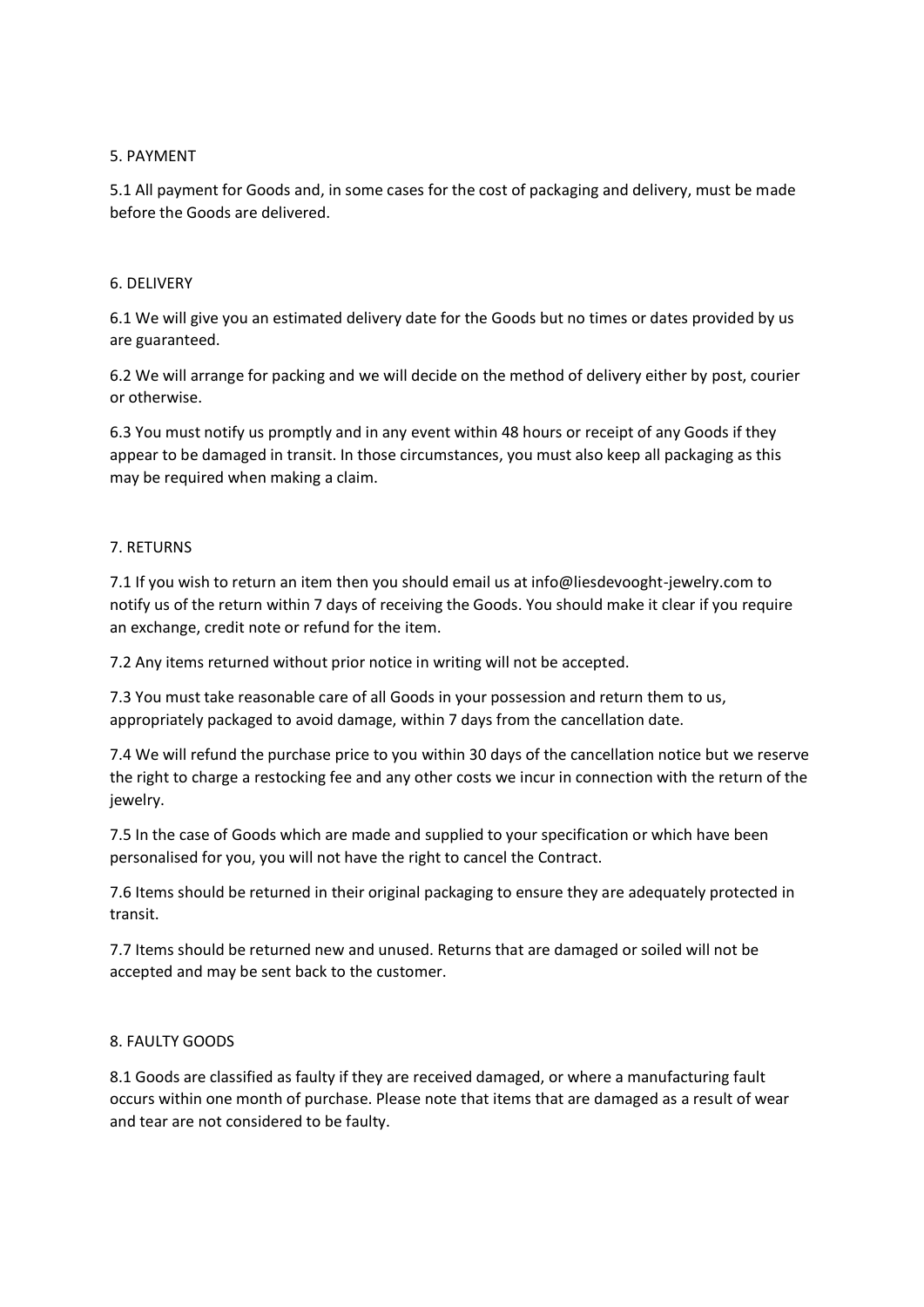## 5. PAYMENT

5.1 All payment for Goods and, in some cases for the cost of packaging and delivery, must be made before the Goods are delivered.

## 6. DELIVERY

6.1 We will give you an estimated delivery date for the Goods but no times or dates provided by us are guaranteed.

6.2 We will arrange for packing and we will decide on the method of delivery either by post, courier or otherwise.

6.3 You must notify us promptly and in any event within 48 hours or receipt of any Goods if they appear to be damaged in transit. In those circumstances, you must also keep all packaging as this may be required when making a claim.

## 7. RETURNS

7.1 If you wish to return an item then you should email us at info@liesdevooght-jewelry.com to notify us of the return within 7 days of receiving the Goods. You should make it clear if you require an exchange, credit note or refund for the item.

7.2 Any items returned without prior notice in writing will not be accepted.

7.3 You must take reasonable care of all Goods in your possession and return them to us, appropriately packaged to avoid damage, within 7 days from the cancellation date.

7.4 We will refund the purchase price to you within 30 days of the cancellation notice but we reserve the right to charge a restocking fee and any other costs we incur in connection with the return of the jewelry.

7.5 In the case of Goods which are made and supplied to your specification or which have been personalised for you, you will not have the right to cancel the Contract.

7.6 Items should be returned in their original packaging to ensure they are adequately protected in transit.

7.7 Items should be returned new and unused. Returns that are damaged or soiled will not be accepted and may be sent back to the customer.

## 8. FAULTY GOODS

8.1 Goods are classified as faulty if they are received damaged, or where a manufacturing fault occurs within one month of purchase. Please note that items that are damaged as a result of wear and tear are not considered to be faulty.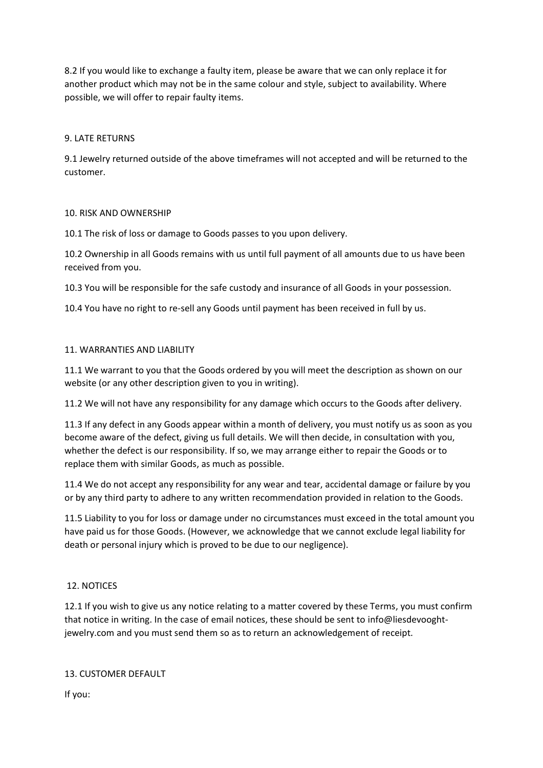8.2 If you would like to exchange a faulty item, please be aware that we can only replace it for another product which may not be in the same colour and style, subject to availability. Where possible, we will offer to repair faulty items.

## 9. LATE RETURNS

9.1 Jewelry returned outside of the above timeframes will not accepted and will be returned to the customer.

## 10. RISK AND OWNERSHIP

10.1 The risk of loss or damage to Goods passes to you upon delivery.

10.2 Ownership in all Goods remains with us until full payment of all amounts due to us have been received from you.

10.3 You will be responsible for the safe custody and insurance of all Goods in your possession.

10.4 You have no right to re-sell any Goods until payment has been received in full by us.

## 11. WARRANTIES AND LIABILITY

11.1 We warrant to you that the Goods ordered by you will meet the description as shown on our website (or any other description given to you in writing).

11.2 We will not have any responsibility for any damage which occurs to the Goods after delivery.

11.3 If any defect in any Goods appear within a month of delivery, you must notify us as soon as you become aware of the defect, giving us full details. We will then decide, in consultation with you, whether the defect is our responsibility. If so, we may arrange either to repair the Goods or to replace them with similar Goods, as much as possible.

11.4 We do not accept any responsibility for any wear and tear, accidental damage or failure by you or by any third party to adhere to any written recommendation provided in relation to the Goods.

11.5 Liability to you for loss or damage under no circumstances must exceed in the total amount you have paid us for those Goods. (However, we acknowledge that we cannot exclude legal liability for death or personal injury which is proved to be due to our negligence).

## 12. NOTICES

12.1 If you wish to give us any notice relating to a matter covered by these Terms, you must confirm that notice in writing. In the case of email notices, these should be sent to info@liesdevooght-jewelry.com and you must send them so as to return an acknowledgement of receipt.

## 13. CUSTOMER DEFAULT

If you: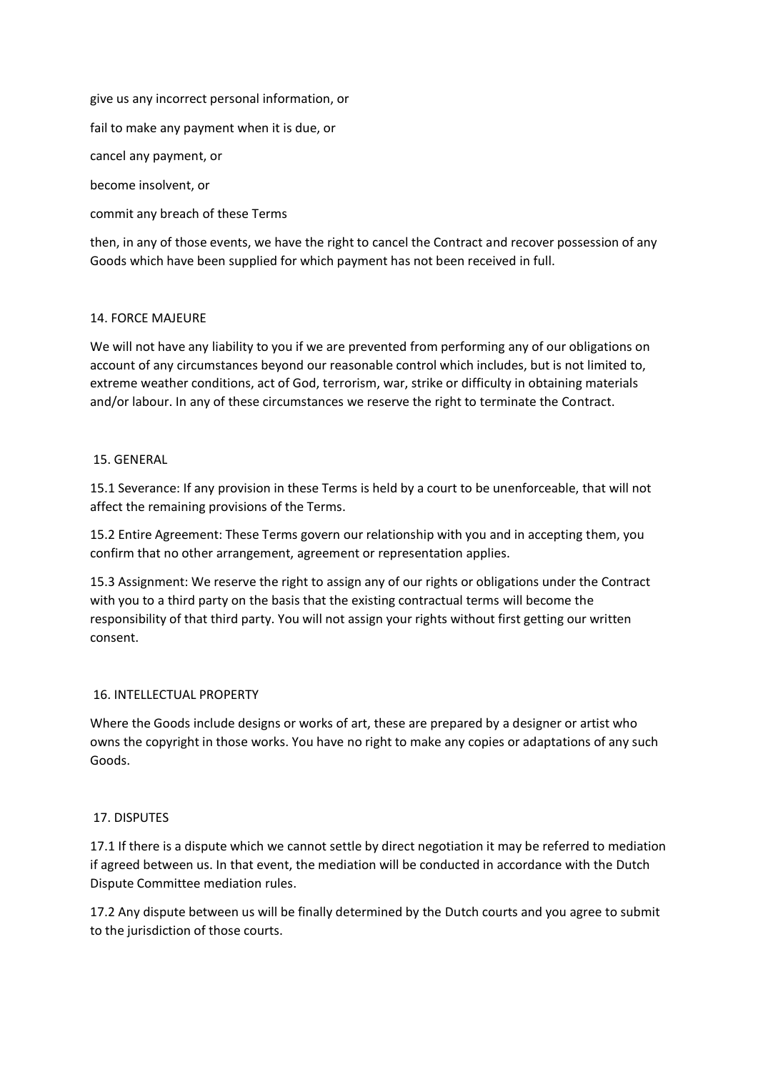give us any incorrect personal information, or

fail to make any payment when it is due, or

cancel any payment, or

become insolvent, or

commit any breach of these Terms

then, in any of those events, we have the right to cancel the Contract and recover possession of any Goods which have been supplied for which payment has not been received in full.

## 14. FORCE MAJEURE

We will not have any liability to you if we are prevented from performing any of our obligations on account of any circumstances beyond our reasonable control which includes, but is not limited to, extreme weather conditions, act of God, terrorism, war, strike or difficulty in obtaining materials and/or labour. In any of these circumstances we reserve the right to terminate the Contract.

## 15. GENERAL

15.1 Severance: If any provision in these Terms is held by a court to be unenforceable, that will not affect the remaining provisions of the Terms.

15.2 Entire Agreement: These Terms govern our relationship with you and in accepting them, you confirm that no other arrangement, agreement or representation applies.

15.3 Assignment: We reserve the right to assign any of our rights or obligations under the Contract with you to a third party on the basis that the existing contractual terms will become the responsibility of that third party. You will not assign your rights without first getting our written consent.

## 16. INTELLECTUAL PROPERTY

Where the Goods include designs or works of art, these are prepared by a designer or artist who owns the copyright in those works. You have no right to make any copies or adaptations of any such Goods.

## 17. DISPUTES

17.1 If there is a dispute which we cannot settle by direct negotiation it may be referred to mediation if agreed between us. In that event, the mediation will be conducted in accordance with the Dutch Dispute Committee mediation rules.

17.2 Any dispute between us will be finally determined by the Dutch courts and you agree to submit to the jurisdiction of those courts.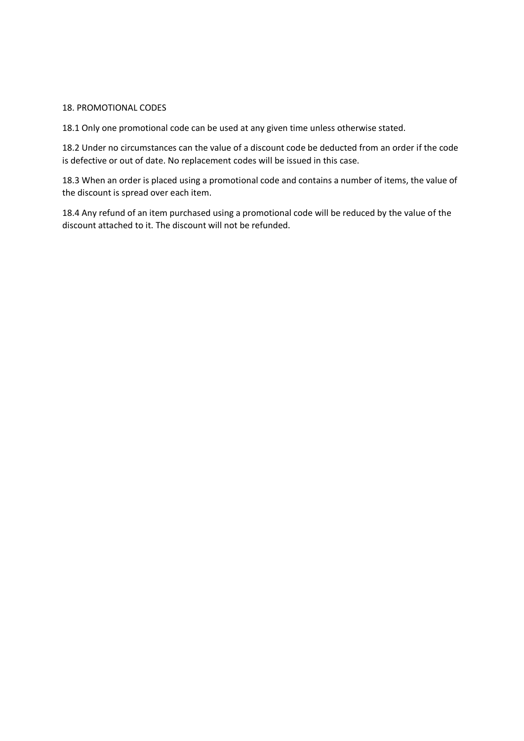## 18. PROMOTIONAL CODES

18.1 Only one promotional code can be used at any given time unless otherwise stated.

18.2 Under no circumstances can the value of a discount code be deducted from an order if the code is defective or out of date. No replacement codes will be issued in this case.

18.3 When an order is placed using a promotional code and contains a number of items, the value of the discount is spread over each item.

18.4 Any refund of an item purchased using a promotional code will be reduced by the value of the discount attached to it. The discount will not be refunded.